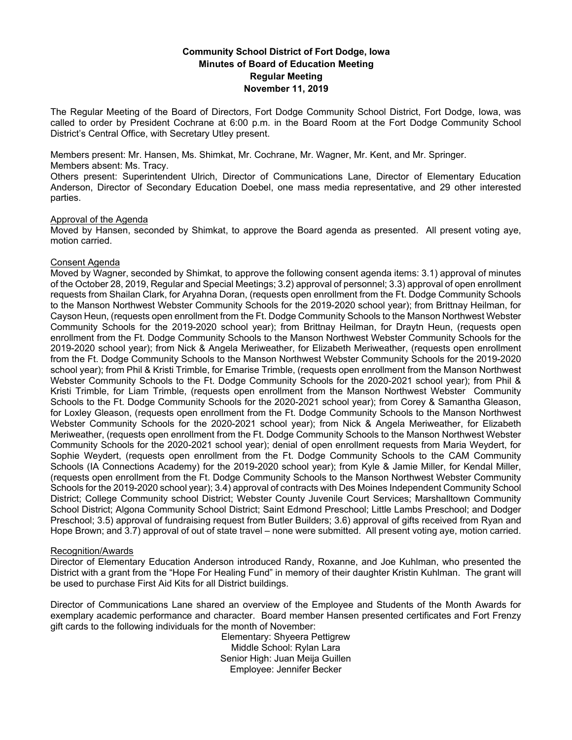**Community School District of Fort Dodge, Iowa**
**Minutes of Board of Education Meeting**
**Regular Meeting**
**November 11, 2019**

The Regular Meeting of the Board of Directors, Fort Dodge Community School District, Fort Dodge, Iowa, was called to order by President Cochrane at 6:00 p.m. in the Board Room at the Fort Dodge Community School District's Central Office, with Secretary Utley present.

Members present: Mr. Hansen, Ms. Shimkat, Mr. Cochrane, Mr. Wagner, Mr. Kent, and Mr. Springer.
Members absent: Ms. Tracy.
Others present: Superintendent Ulrich, Director of Communications Lane, Director of Elementary Education Anderson, Director of Secondary Education Doebel, one mass media representative, and 29 other interested parties.

Approval of the Agenda
Moved by Hansen, seconded by Shimkat, to approve the Board agenda as presented. All present voting aye, motion carried.

Consent Agenda
Moved by Wagner, seconded by Shimkat, to approve the following consent agenda items: 3.1) approval of minutes of the October 28, 2019, Regular and Special Meetings; 3.2) approval of personnel; 3.3) approval of open enrollment requests from Shailan Clark, for Aryahna Doran, (requests open enrollment from the Ft. Dodge Community Schools to the Manson Northwest Webster Community Schools for the 2019-2020 school year); from Brittnay Heilman, for Cayson Heun, (requests open enrollment from the Ft. Dodge Community Schools to the Manson Northwest Webster Community Schools for the 2019-2020 school year); from Brittnay Heilman, for Draytn Heun, (requests open enrollment from the Ft. Dodge Community Schools to the Manson Northwest Webster Community Schools for the 2019-2020 school year); from Nick & Angela Meriweather, for Elizabeth Meriweather, (requests open enrollment from the Ft. Dodge Community Schools to the Manson Northwest Webster Community Schools for the 2019-2020 school year); from Phil & Kristi Trimble, for Emarise Trimble, (requests open enrollment from the Manson Northwest Webster Community Schools to the Ft. Dodge Community Schools for the 2020-2021 school year); from Phil & Kristi Trimble, for Liam Trimble, (requests open enrollment from the Manson Northwest Webster Community Schools to the Ft. Dodge Community Schools for the 2020-2021 school year); from Corey & Samantha Gleason, for Loxley Gleason, (requests open enrollment from the Ft. Dodge Community Schools to the Manson Northwest Webster Community Schools for the 2020-2021 school year); from Nick & Angela Meriweather, for Elizabeth Meriweather, (requests open enrollment from the Ft. Dodge Community Schools to the Manson Northwest Webster Community Schools for the 2020-2021 school year); denial of open enrollment requests from Maria Weydert, for Sophie Weydert, (requests open enrollment from the Ft. Dodge Community Schools to the CAM Community Schools (IA Connections Academy) for the 2019-2020 school year); from Kyle & Jamie Miller, for Kendal Miller, (requests open enrollment from the Ft. Dodge Community Schools to the Manson Northwest Webster Community Schools for the 2019-2020 school year); 3.4) approval of contracts with Des Moines Independent Community School District; College Community school District; Webster County Juvenile Court Services; Marshalltown Community School District; Algona Community School District; Saint Edmond Preschool; Little Lambs Preschool; and Dodger Preschool; 3.5) approval of fundraising request from Butler Builders; 3.6) approval of gifts received from Ryan and Hope Brown; and 3.7) approval of out of state travel – none were submitted. All present voting aye, motion carried.

Recognition/Awards
Director of Elementary Education Anderson introduced Randy, Roxanne, and Joe Kuhlman, who presented the District with a grant from the "Hope For Healing Fund" in memory of their daughter Kristin Kuhlman. The grant will be used to purchase First Aid Kits for all District buildings.

Director of Communications Lane shared an overview of the Employee and Students of the Month Awards for exemplary academic performance and character. Board member Hansen presented certificates and Fort Frenzy gift cards to the following individuals for the month of November:

Elementary: Shyeera Pettigrew
Middle School: Rylan Lara
Senior High: Juan Meija Guillen
Employee: Jennifer Becker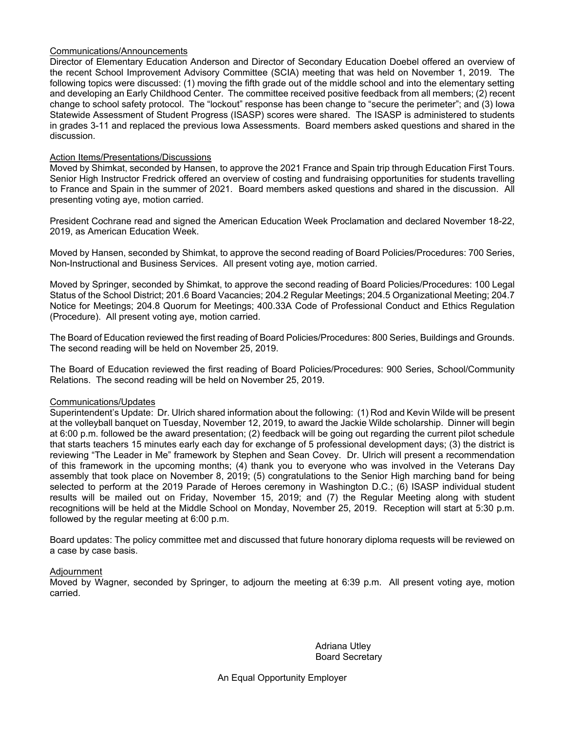Communications/Announcements

Director of Elementary Education Anderson and Director of Secondary Education Doebel offered an overview of the recent School Improvement Advisory Committee (SCIA) meeting that was held on November 1, 2019. The following topics were discussed: (1) moving the fifth grade out of the middle school and into the elementary setting and developing an Early Childhood Center. The committee received positive feedback from all members; (2) recent change to school safety protocol. The "lockout" response has been change to "secure the perimeter"; and (3) Iowa Statewide Assessment of Student Progress (ISASP) scores were shared. The ISASP is administered to students in grades 3-11 and replaced the previous Iowa Assessments. Board members asked questions and shared in the discussion.

Action Items/Presentations/Discussions

Moved by Shimkat, seconded by Hansen, to approve the 2021 France and Spain trip through Education First Tours. Senior High Instructor Fredrick offered an overview of costing and fundraising opportunities for students travelling to France and Spain in the summer of 2021. Board members asked questions and shared in the discussion. All presenting voting aye, motion carried.

President Cochrane read and signed the American Education Week Proclamation and declared November 18-22, 2019, as American Education Week.

Moved by Hansen, seconded by Shimkat, to approve the second reading of Board Policies/Procedures: 700 Series, Non-Instructional and Business Services. All present voting aye, motion carried.

Moved by Springer, seconded by Shimkat, to approve the second reading of Board Policies/Procedures: 100 Legal Status of the School District; 201.6 Board Vacancies; 204.2 Regular Meetings; 204.5 Organizational Meeting; 204.7 Notice for Meetings; 204.8 Quorum for Meetings; 400.33A Code of Professional Conduct and Ethics Regulation (Procedure). All present voting aye, motion carried.

The Board of Education reviewed the first reading of Board Policies/Procedures: 800 Series, Buildings and Grounds. The second reading will be held on November 25, 2019.

The Board of Education reviewed the first reading of Board Policies/Procedures: 900 Series, School/Community Relations. The second reading will be held on November 25, 2019.

Communications/Updates

Superintendent's Update: Dr. Ulrich shared information about the following: (1) Rod and Kevin Wilde will be present at the volleyball banquet on Tuesday, November 12, 2019, to award the Jackie Wilde scholarship. Dinner will begin at 6:00 p.m. followed be the award presentation; (2) feedback will be going out regarding the current pilot schedule that starts teachers 15 minutes early each day for exchange of 5 professional development days; (3) the district is reviewing "The Leader in Me" framework by Stephen and Sean Covey. Dr. Ulrich will present a recommendation of this framework in the upcoming months; (4) thank you to everyone who was involved in the Veterans Day assembly that took place on November 8, 2019; (5) congratulations to the Senior High marching band for being selected to perform at the 2019 Parade of Heroes ceremony in Washington D.C.; (6) ISASP individual student results will be mailed out on Friday, November 15, 2019; and (7) the Regular Meeting along with student recognitions will be held at the Middle School on Monday, November 25, 2019. Reception will start at 5:30 p.m. followed by the regular meeting at 6:00 p.m.

Board updates: The policy committee met and discussed that future honorary diploma requests will be reviewed on a case by case basis.

Adjournment

Moved by Wagner, seconded by Springer, to adjourn the meeting at 6:39 p.m. All present voting aye, motion carried.

Adriana Utley
Board Secretary

An Equal Opportunity Employer